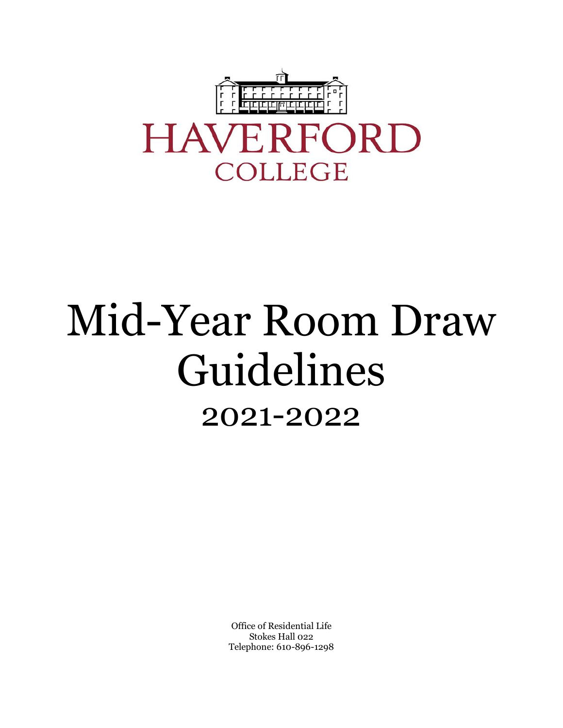HAVERFORD

COLLEGE

# Mid-Year Room Draw Guidelines

## 2021-2022

Office of Residential Life
Stokes Hall 022
Telephone: 610-896-1298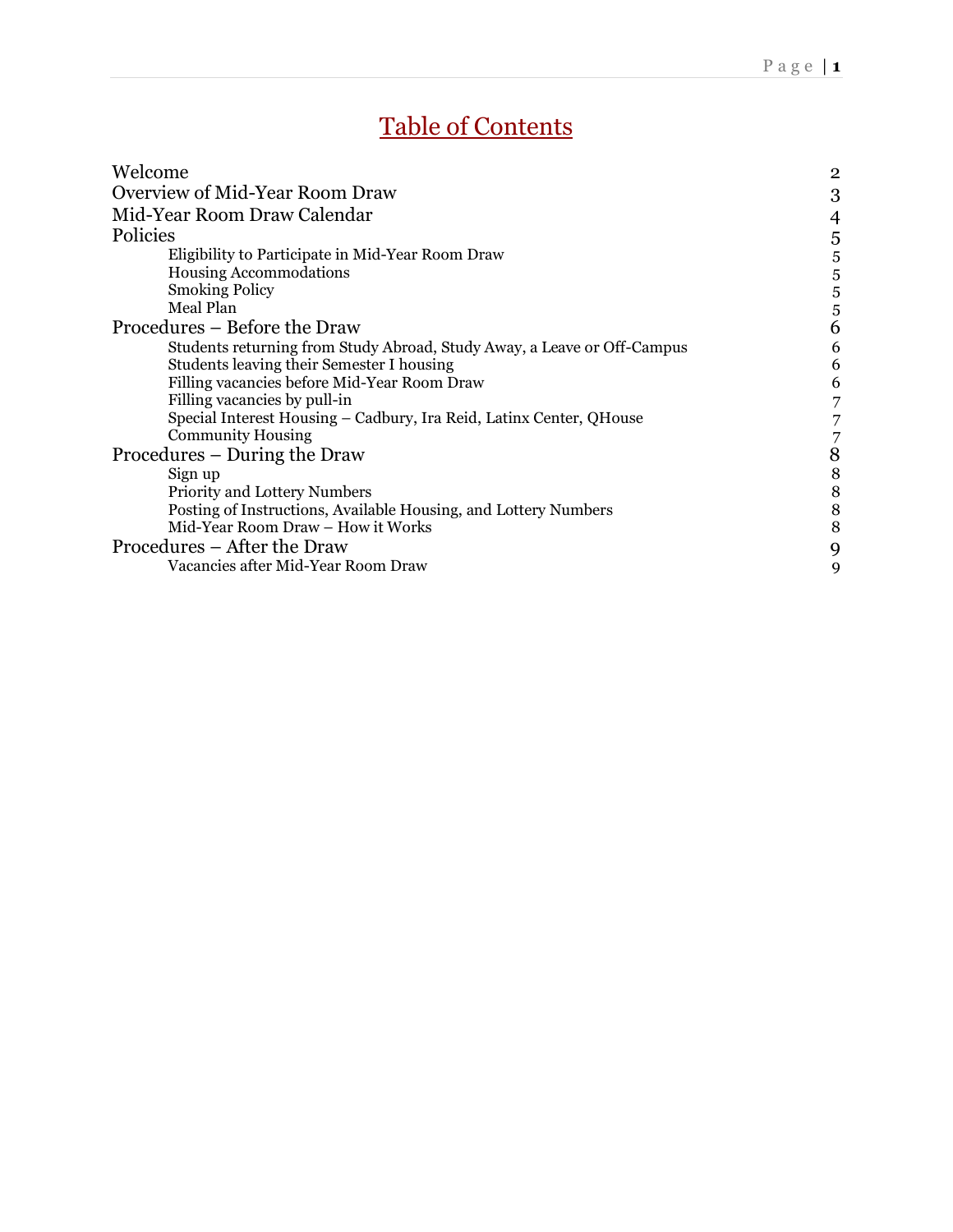# Table of Contents

| | |
|---|---|
| Welcome | 2 |
| Overview of Mid-Year Room Draw | 3 |
| Mid-Year Room Draw Calendar | 4 |
| Policies | 5 |
| &nbsp;&nbsp;&nbsp;&nbsp;Eligibility to Participate in Mid-Year Room Draw | 5 |
| &nbsp;&nbsp;&nbsp;&nbsp;Housing Accommodations | 5 |
| &nbsp;&nbsp;&nbsp;&nbsp;Smoking Policy | 5 |
| &nbsp;&nbsp;&nbsp;&nbsp;Meal Plan | 5 |
| Procedures – Before the Draw | 6 |
| &nbsp;&nbsp;&nbsp;&nbsp;Students returning from Study Abroad, Study Away, a Leave or Off-Campus | 6 |
| &nbsp;&nbsp;&nbsp;&nbsp;Students leaving their Semester I housing | 6 |
| &nbsp;&nbsp;&nbsp;&nbsp;Filling vacancies before Mid-Year Room Draw | 6 |
| &nbsp;&nbsp;&nbsp;&nbsp;Filling vacancies by pull-in | 7 |
| &nbsp;&nbsp;&nbsp;&nbsp;Special Interest Housing – Cadbury, Ira Reid, Latinx Center, QHouse | 7 |
| &nbsp;&nbsp;&nbsp;&nbsp;Community Housing | 7 |
| Procedures – During the Draw | 8 |
| &nbsp;&nbsp;&nbsp;&nbsp;Sign up | 8 |
| &nbsp;&nbsp;&nbsp;&nbsp;Priority and Lottery Numbers | 8 |
| &nbsp;&nbsp;&nbsp;&nbsp;Posting of Instructions, Available Housing, and Lottery Numbers | 8 |
| &nbsp;&nbsp;&nbsp;&nbsp;Mid-Year Room Draw – How it Works | 8 |
| Procedures – After the Draw | 9 |
| &nbsp;&nbsp;&nbsp;&nbsp;Vacancies after Mid-Year Room Draw | 9 |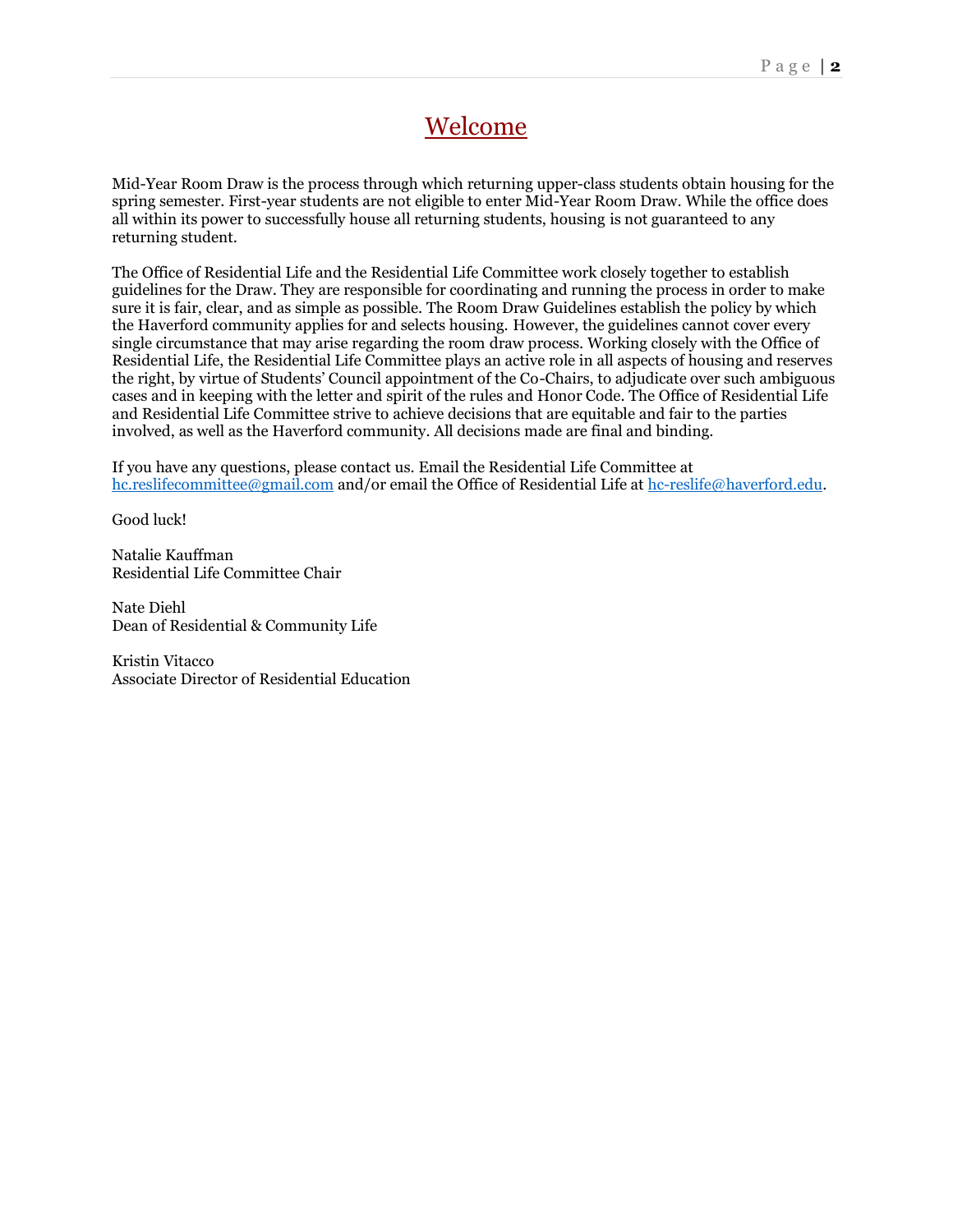# Welcome

Mid-Year Room Draw is the process through which returning upper-class students obtain housing for the spring semester. First-year students are not eligible to enter Mid-Year Room Draw. While the office does all within its power to successfully house all returning students, housing is not guaranteed to any returning student.

The Office of Residential Life and the Residential Life Committee work closely together to establish guidelines for the Draw. They are responsible for coordinating and running the process in order to make sure it is fair, clear, and as simple as possible. The Room Draw Guidelines establish the policy by which the Haverford community applies for and selects housing. However, the guidelines cannot cover every single circumstance that may arise regarding the room draw process. Working closely with the Office of Residential Life, the Residential Life Committee plays an active role in all aspects of housing and reserves the right, by virtue of Students' Council appointment of the Co-Chairs, to adjudicate over such ambiguous cases and in keeping with the letter and spirit of the rules and Honor Code. The Office of Residential Life and Residential Life Committee strive to achieve decisions that are equitable and fair to the parties involved, as well as the Haverford community. All decisions made are final and binding.

If you have any questions, please contact us. Email the Residential Life Committee at hc.reslifecommittee@gmail.com and/or email the Office of Residential Life at hc-reslife@haverford.edu.

Good luck!

Natalie Kauffman
Residential Life Committee Chair

Nate Diehl
Dean of Residential & Community Life

Kristin Vitacco
Associate Director of Residential Education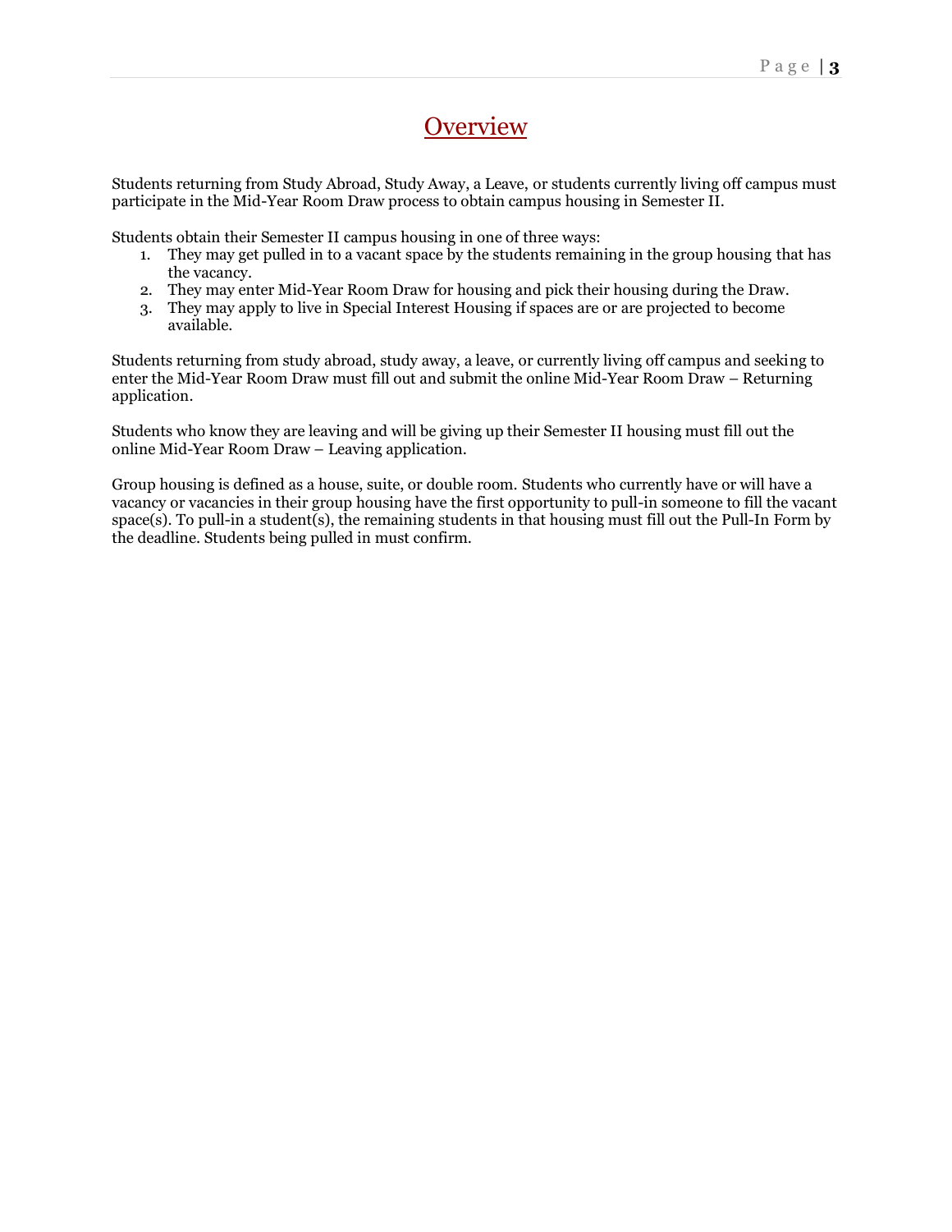# Overview

Students returning from Study Abroad, Study Away, a Leave, or students currently living off campus must participate in the Mid-Year Room Draw process to obtain campus housing in Semester II.

Students obtain their Semester II campus housing in one of three ways:

1. They may get pulled in to a vacant space by the students remaining in the group housing that has the vacancy.
2. They may enter Mid-Year Room Draw for housing and pick their housing during the Draw.
3. They may apply to live in Special Interest Housing if spaces are or are projected to become available.

Students returning from study abroad, study away, a leave, or currently living off campus and seeking to enter the Mid-Year Room Draw must fill out and submit the online Mid-Year Room Draw – Returning application.

Students who know they are leaving and will be giving up their Semester II housing must fill out the online Mid-Year Room Draw – Leaving application.

Group housing is defined as a house, suite, or double room. Students who currently have or will have a vacancy or vacancies in their group housing have the first opportunity to pull-in someone to fill the vacant space(s). To pull-in a student(s), the remaining students in that housing must fill out the Pull-In Form by the deadline. Students being pulled in must confirm.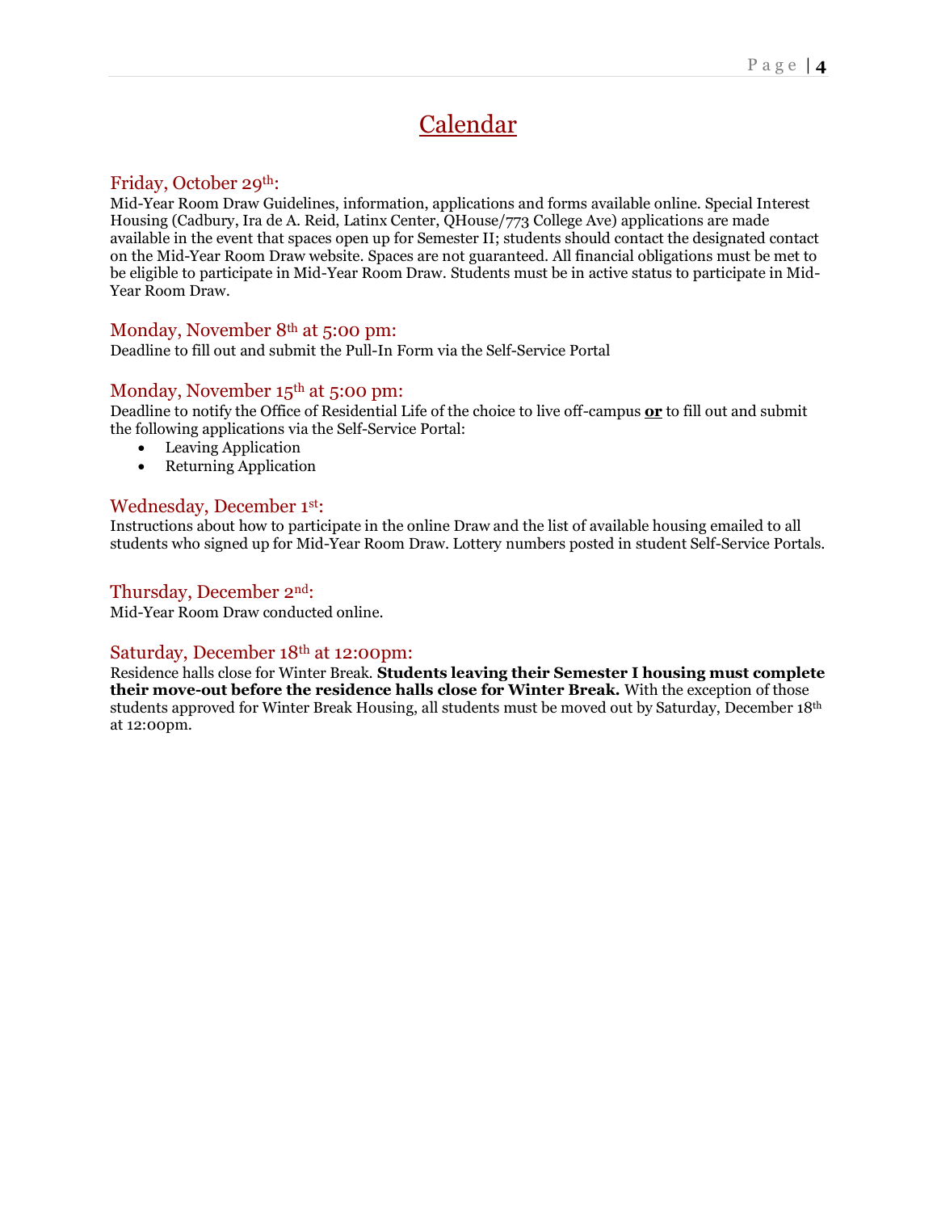# Calendar

### Friday, October 29th:

Mid-Year Room Draw Guidelines, information, applications and forms available online. Special Interest Housing (Cadbury, Ira de A. Reid, Latinx Center, QHouse/773 College Ave) applications are made available in the event that spaces open up for Semester II; students should contact the designated contact on the Mid-Year Room Draw website. Spaces are not guaranteed. All financial obligations must be met to be eligible to participate in Mid-Year Room Draw. Students must be in active status to participate in Mid-Year Room Draw.

### Monday, November 8th at 5:00 pm:

Deadline to fill out and submit the Pull-In Form via the Self-Service Portal

### Monday, November 15th at 5:00 pm:

Deadline to notify the Office of Residential Life of the choice to live off-campus **or** to fill out and submit the following applications via the Self-Service Portal:

- Leaving Application
- Returning Application

### Wednesday, December 1st:

Instructions about how to participate in the online Draw and the list of available housing emailed to all students who signed up for Mid-Year Room Draw. Lottery numbers posted in student Self-Service Portals.

### Thursday, December 2nd:

Mid-Year Room Draw conducted online.

### Saturday, December 18th at 12:00pm:

Residence halls close for Winter Break. **Students leaving their Semester I housing must complete their move-out before the residence halls close for Winter Break.** With the exception of those students approved for Winter Break Housing, all students must be moved out by Saturday, December 18th at 12:00pm.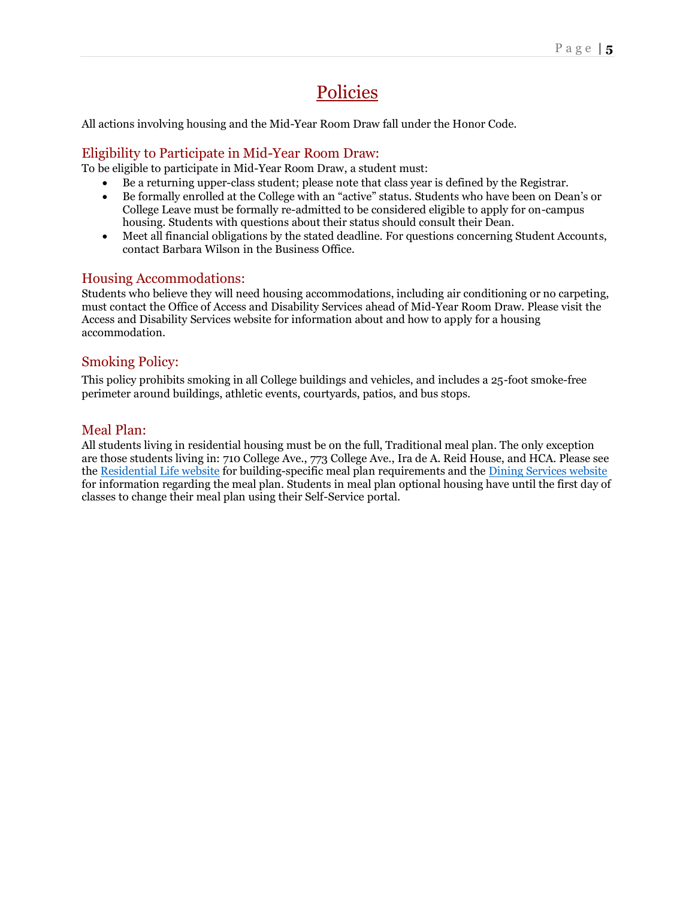# Policies

All actions involving housing and the Mid-Year Room Draw fall under the Honor Code.

## Eligibility to Participate in Mid-Year Room Draw:

To be eligible to participate in Mid-Year Room Draw, a student must:

- Be a returning upper-class student; please note that class year is defined by the Registrar.
- Be formally enrolled at the College with an "active" status. Students who have been on Dean's or College Leave must be formally re-admitted to be considered eligible to apply for on-campus housing. Students with questions about their status should consult their Dean.
- Meet all financial obligations by the stated deadline. For questions concerning Student Accounts, contact Barbara Wilson in the Business Office.

## Housing Accommodations:

Students who believe they will need housing accommodations, including air conditioning or no carpeting, must contact the Office of Access and Disability Services ahead of Mid-Year Room Draw. Please visit the Access and Disability Services website for information about and how to apply for a housing accommodation.

## Smoking Policy:

This policy prohibits smoking in all College buildings and vehicles, and includes a 25-foot smoke-free perimeter around buildings, athletic events, courtyards, patios, and bus stops.

## Meal Plan:

All students living in residential housing must be on the full, Traditional meal plan. The only exception are those students living in: 710 College Ave., 773 College Ave., Ira de A. Reid House, and HCA. Please see the Residential Life website for building-specific meal plan requirements and the Dining Services website for information regarding the meal plan. Students in meal plan optional housing have until the first day of classes to change their meal plan using their Self-Service portal.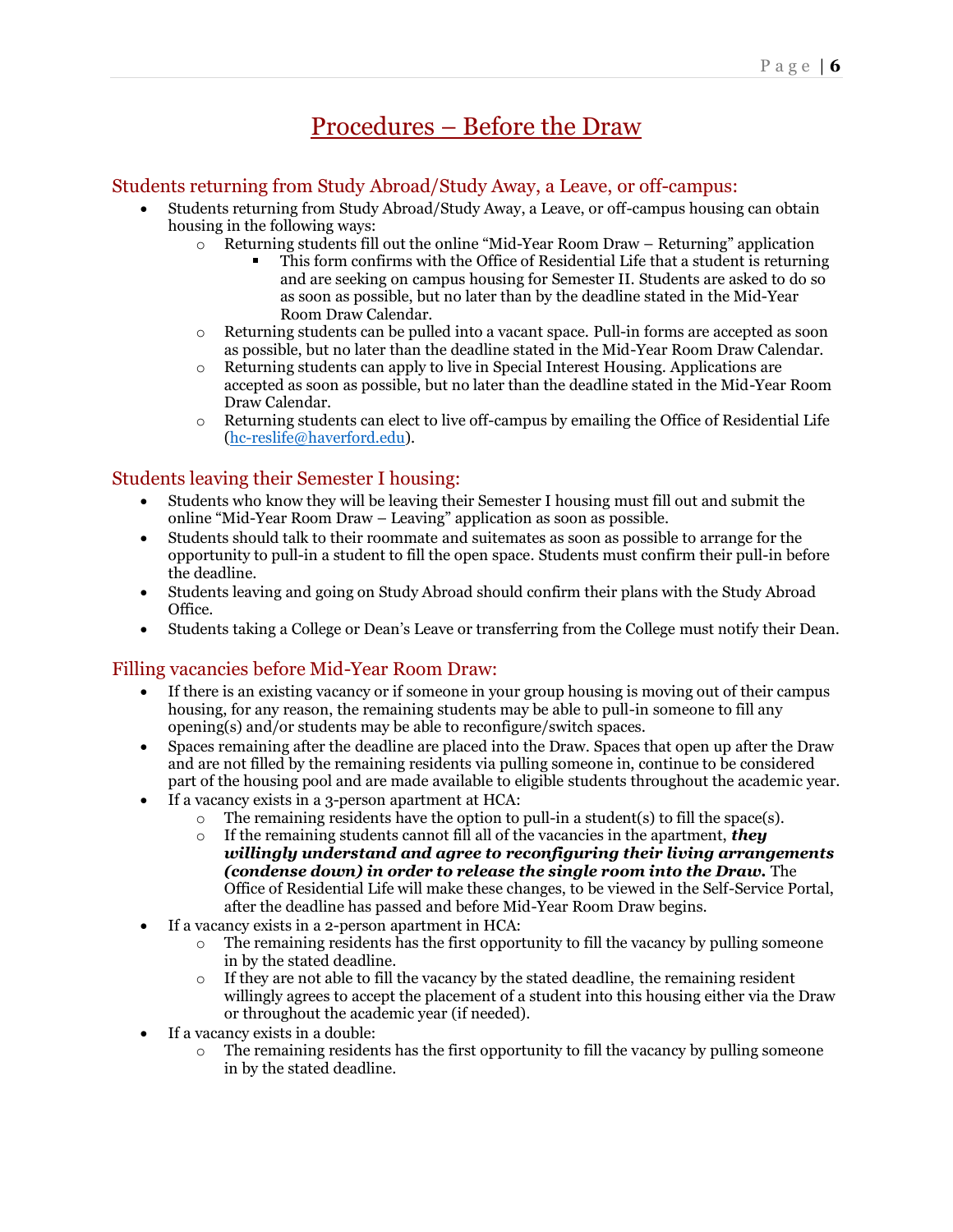# Procedures – Before the Draw

## Students returning from Study Abroad/Study Away, a Leave, or off-campus:

- Students returning from Study Abroad/Study Away, a Leave, or off-campus housing can obtain housing in the following ways:
  - Returning students fill out the online "Mid-Year Room Draw – Returning" application
    - This form confirms with the Office of Residential Life that a student is returning and are seeking on campus housing for Semester II. Students are asked to do so as soon as possible, but no later than by the deadline stated in the Mid-Year Room Draw Calendar.
  - Returning students can be pulled into a vacant space. Pull-in forms are accepted as soon as possible, but no later than the deadline stated in the Mid-Year Room Draw Calendar.
  - Returning students can apply to live in Special Interest Housing. Applications are accepted as soon as possible, but no later than the deadline stated in the Mid-Year Room Draw Calendar.
  - Returning students can elect to live off-campus by emailing the Office of Residential Life (hc-reslife@haverford.edu).

## Students leaving their Semester I housing:

- Students who know they will be leaving their Semester I housing must fill out and submit the online "Mid-Year Room Draw – Leaving" application as soon as possible.
- Students should talk to their roommate and suitemates as soon as possible to arrange for the opportunity to pull-in a student to fill the open space. Students must confirm their pull-in before the deadline.
- Students leaving and going on Study Abroad should confirm their plans with the Study Abroad Office.
- Students taking a College or Dean's Leave or transferring from the College must notify their Dean.

## Filling vacancies before Mid-Year Room Draw:

- If there is an existing vacancy or if someone in your group housing is moving out of their campus housing, for any reason, the remaining students may be able to pull-in someone to fill any opening(s) and/or students may be able to reconfigure/switch spaces.
- Spaces remaining after the deadline are placed into the Draw. Spaces that open up after the Draw and are not filled by the remaining residents via pulling someone in, continue to be considered part of the housing pool and are made available to eligible students throughout the academic year.
- If a vacancy exists in a 3-person apartment at HCA:
  - The remaining residents have the option to pull-in a student(s) to fill the space(s).
  - If the remaining students cannot fill all of the vacancies in the apartment, ***they willingly understand and agree to reconfiguring their living arrangements (condense down) in order to release the single room into the Draw.*** The Office of Residential Life will make these changes, to be viewed in the Self-Service Portal, after the deadline has passed and before Mid-Year Room Draw begins.
- If a vacancy exists in a 2-person apartment in HCA:
  - The remaining residents has the first opportunity to fill the vacancy by pulling someone in by the stated deadline.
  - If they are not able to fill the vacancy by the stated deadline, the remaining resident willingly agrees to accept the placement of a student into this housing either via the Draw or throughout the academic year (if needed).
- If a vacancy exists in a double:
  - The remaining residents has the first opportunity to fill the vacancy by pulling someone in by the stated deadline.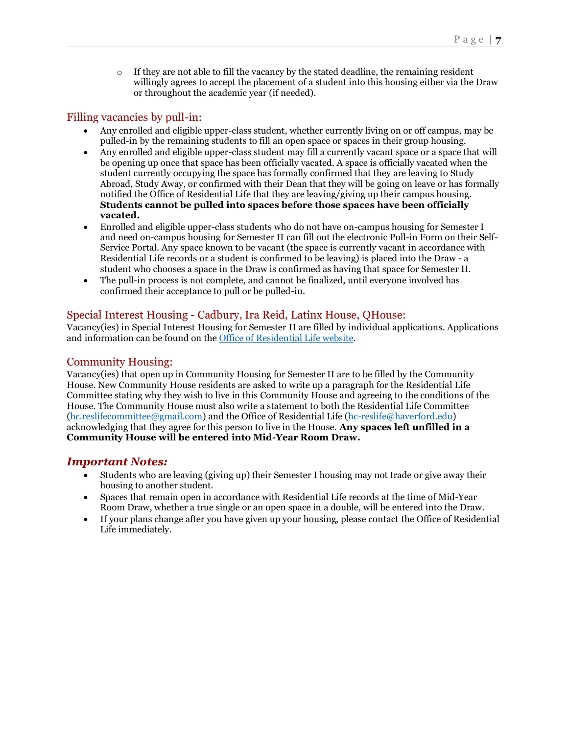- If they are not able to fill the vacancy by the stated deadline, the remaining resident willingly agrees to accept the placement of a student into this housing either via the Draw or throughout the academic year (if needed).

## Filling vacancies by pull-in:

- Any enrolled and eligible upper-class student, whether currently living on or off campus, may be pulled-in by the remaining students to fill an open space or spaces in their group housing.
- Any enrolled and eligible upper-class student may fill a currently vacant space or a space that will be opening up once that space has been officially vacated. A space is officially vacated when the student currently occupying the space has formally confirmed that they are leaving to Study Abroad, Study Away, or confirmed with their Dean that they will be going on leave or has formally notified the Office of Residential Life that they are leaving/giving up their campus housing. **Students cannot be pulled into spaces before those spaces have been officially vacated.**
- Enrolled and eligible upper-class students who do not have on-campus housing for Semester I and need on-campus housing for Semester II can fill out the electronic Pull-in Form on their Self-Service Portal. Any space known to be vacant (the space is currently vacant in accordance with Residential Life records or a student is confirmed to be leaving) is placed into the Draw - a student who chooses a space in the Draw is confirmed as having that space for Semester II.
- The pull-in process is not complete, and cannot be finalized, until everyone involved has confirmed their acceptance to pull or be pulled-in.

## Special Interest Housing - Cadbury, Ira Reid, Latinx House, QHouse:

Vacancy(ies) in Special Interest Housing for Semester II are filled by individual applications. Applications and information can be found on the [Office of Residential Life website](#).

## Community Housing:

Vacancy(ies) that open up in Community Housing for Semester II are to be filled by the Community House. New Community House residents are asked to write up a paragraph for the Residential Life Committee stating why they wish to live in this Community House and agreeing to the conditions of the House. The Community House must also write a statement to both the Residential Life Committee (hc.reslifecommittee@gmail.com) and the Office of Residential Life (hc-reslife@haverford.edu) acknowledging that they agree for this person to live in the House. **Any spaces left unfilled in a Community House will be entered into Mid-Year Room Draw.**

## ***Important Notes:***

- Students who are leaving (giving up) their Semester I housing may not trade or give away their housing to another student.
- Spaces that remain open in accordance with Residential Life records at the time of Mid-Year Room Draw, whether a true single or an open space in a double, will be entered into the Draw.
- If your plans change after you have given up your housing, please contact the Office of Residential Life immediately.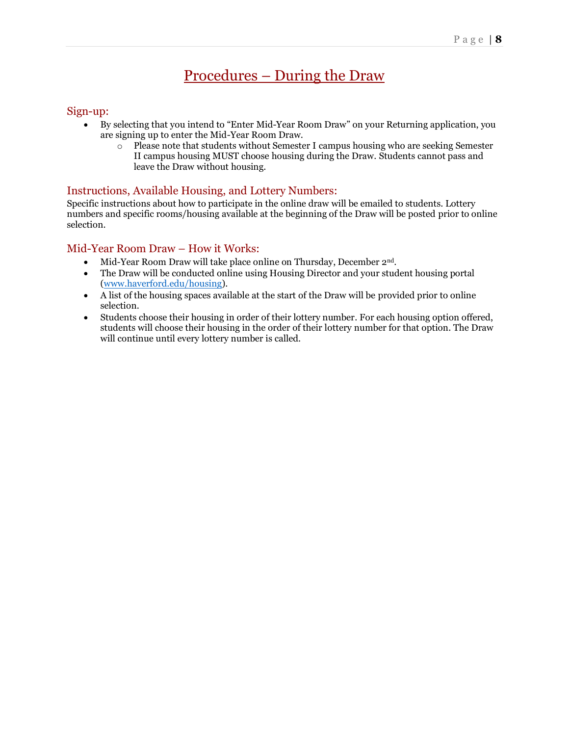# Procedures – During the Draw

## Sign-up:

- By selecting that you intend to "Enter Mid-Year Room Draw" on your Returning application, you are signing up to enter the Mid-Year Room Draw.
    - Please note that students without Semester I campus housing who are seeking Semester II campus housing MUST choose housing during the Draw. Students cannot pass and leave the Draw without housing.

## Instructions, Available Housing, and Lottery Numbers:

Specific instructions about how to participate in the online draw will be emailed to students. Lottery numbers and specific rooms/housing available at the beginning of the Draw will be posted prior to online selection.

## Mid-Year Room Draw – How it Works:

- Mid-Year Room Draw will take place online on Thursday, December 2nd.
- The Draw will be conducted online using Housing Director and your student housing portal (www.haverford.edu/housing).
- A list of the housing spaces available at the start of the Draw will be provided prior to online selection.
- Students choose their housing in order of their lottery number. For each housing option offered, students will choose their housing in the order of their lottery number for that option. The Draw will continue until every lottery number is called.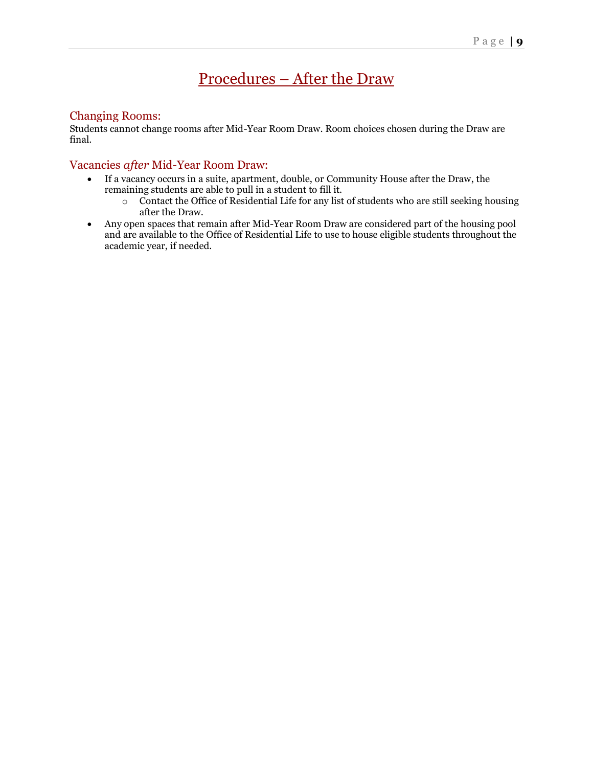# Procedures – After the Draw

## Changing Rooms:

Students cannot change rooms after Mid-Year Room Draw. Room choices chosen during the Draw are final.

## Vacancies *after* Mid-Year Room Draw:

- If a vacancy occurs in a suite, apartment, double, or Community House after the Draw, the remaining students are able to pull in a student to fill it.
  - Contact the Office of Residential Life for any list of students who are still seeking housing after the Draw.
- Any open spaces that remain after Mid-Year Room Draw are considered part of the housing pool and are available to the Office of Residential Life to use to house eligible students throughout the academic year, if needed.